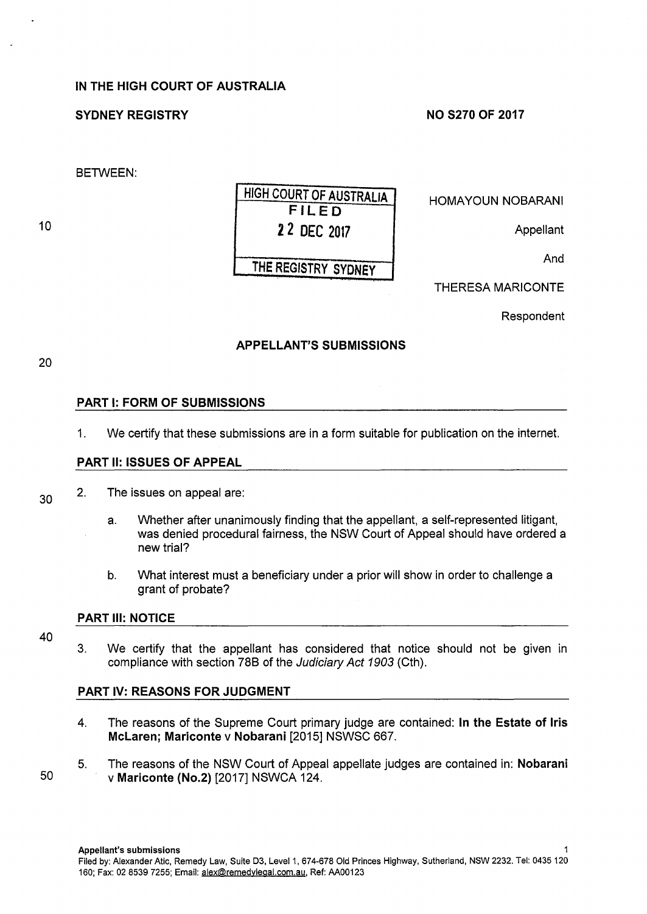**IN THE HIGH COURT OF AUSTRALIA**

**SYDNEY REGISTRY** **NO S270 OF 2017**

BETWEEN:

HIGH COURT OF AUSTRALIA
FILED
22 DEC 2017
THE REGISTRY SYDNEY

HOMAYOUN NOBARANI

Appellant

And

THERESA MARICONTE

Respondent

**APPELLANT'S SUBMISSIONS**

## PART I: FORM OF SUBMISSIONS

1. We certify that these submissions are in a form suitable for publication on the internet.

## PART II: ISSUES OF APPEAL

2. The issues on appeal are:

   a. Whether after unanimously finding that the appellant, a self-represented litigant, was denied procedural fairness, the NSW Court of Appeal should have ordered a new trial?

   b. What interest must a beneficiary under a prior will show in order to challenge a grant of probate?

## PART III: NOTICE

3. We certify that the appellant has considered that notice should not be given in compliance with section 78B of the *Judiciary Act 1903* (Cth).

## PART IV: REASONS FOR JUDGMENT

4. The reasons of the Supreme Court primary judge are contained: **In the Estate of Iris McLaren; Mariconte** v **Nobarani** [2015] NSWSC 667.

5. The reasons of the NSW Court of Appeal appellate judges are contained in: **Nobarani** v **Mariconte (No.2)** [2017] NSWCA 124.

**Appellant's submissions**
Filed by: Alexander Atic, Remedy Law, Suite D3, Level 1, 674-678 Old Princes Highway, Sutherland, NSW 2232. Tel: 0435 120 160; Fax: 02 8539 7255; Email: alex@remedylegal.com.au, Ref: AA00123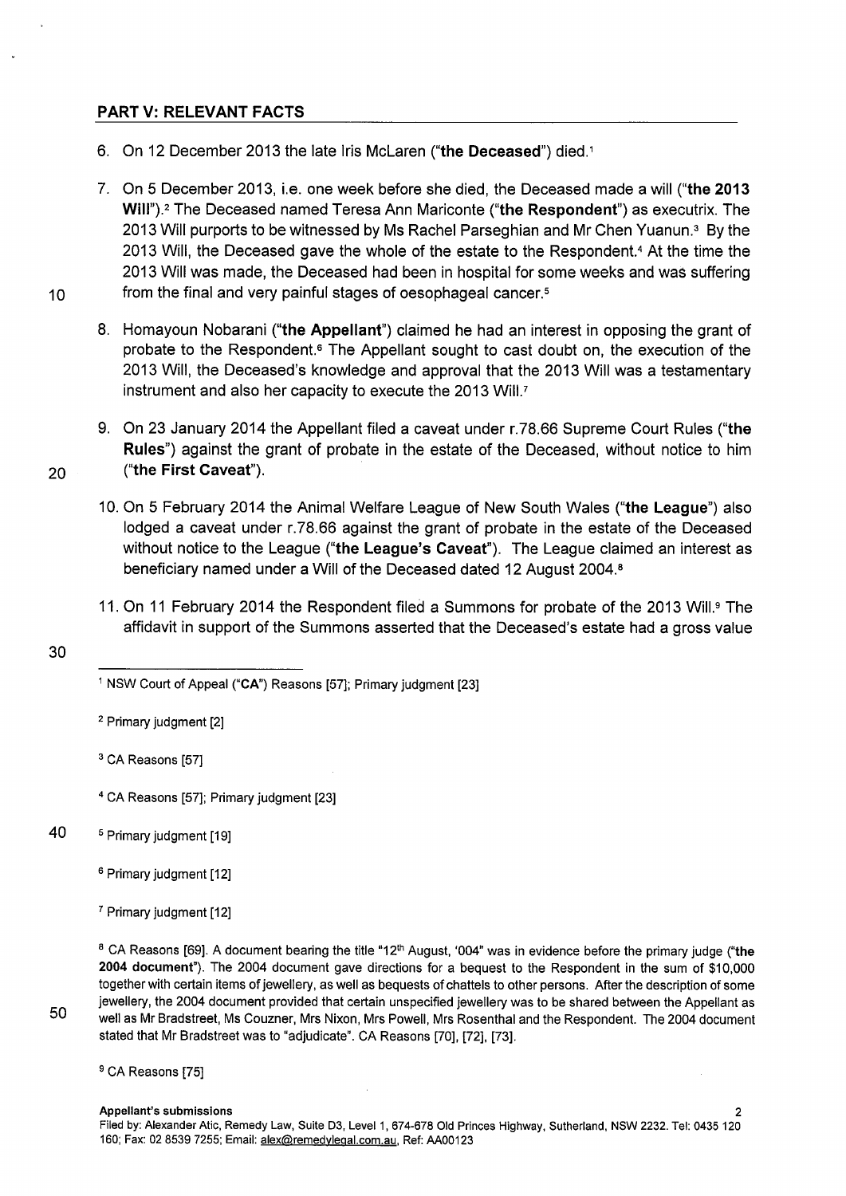## PART V: RELEVANT FACTS

6. On 12 December 2013 the late Iris McLaren ("**the Deceased**") died.[1]

7. On 5 December 2013, i.e. one week before she died, the Deceased made a will ("**the 2013 Will**").[2] The Deceased named Teresa Ann Mariconte ("**the Respondent**") as executrix. The 2013 Will purports to be witnessed by Ms Rachel Parseghian and Mr Chen Yuanun.[3] By the 2013 Will, the Deceased gave the whole of the estate to the Respondent.[4] At the time the 2013 Will was made, the Deceased had been in hospital for some weeks and was suffering from the final and very painful stages of oesophageal cancer.[5]

8. Homayoun Nobarani ("**the Appellant**") claimed he had an interest in opposing the grant of probate to the Respondent.[6] The Appellant sought to cast doubt on, the execution of the 2013 Will, the Deceased's knowledge and approval that the 2013 Will was a testamentary instrument and also her capacity to execute the 2013 Will.[7]

9. On 23 January 2014 the Appellant filed a caveat under r.78.66 Supreme Court Rules ("**the Rules**") against the grant of probate in the estate of the Deceased, without notice to him ("**the First Caveat**").

10. On 5 February 2014 the Animal Welfare League of New South Wales ("**the League**") also lodged a caveat under r.78.66 against the grant of probate in the estate of the Deceased without notice to the League ("**the League's Caveat**"). The League claimed an interest as beneficiary named under a Will of the Deceased dated 12 August 2004.[8]

11. On 11 February 2014 the Respondent filed a Summons for probate of the 2013 Will.[9] The affidavit in support of the Summons asserted that the Deceased's estate had a gross value

---

[1] NSW Court of Appeal ("**CA**") Reasons [57]; Primary judgment [23]

[2] Primary judgment [2]

[3] CA Reasons [57]

[4] CA Reasons [57]; Primary judgment [23]

[5] Primary judgment [19]

[6] Primary judgment [12]

[7] Primary judgment [12]

[8] CA Reasons [69]. A document bearing the title "12th August, '004" was in evidence before the primary judge ("**the 2004 document**"). The 2004 document gave directions for a bequest to the Respondent in the sum of $10,000 together with certain items of jewellery, as well as bequests of chattels to other persons. After the description of some jewellery, the 2004 document provided that certain unspecified jewellery was to be shared between the Appellant as well as Mr Bradstreet, Ms Couzner, Mrs Nixon, Mrs Powell, Mrs Rosenthal and the Respondent. The 2004 document stated that Mr Bradstreet was to "adjudicate". CA Reasons [70], [72], [73].

[9] CA Reasons [75]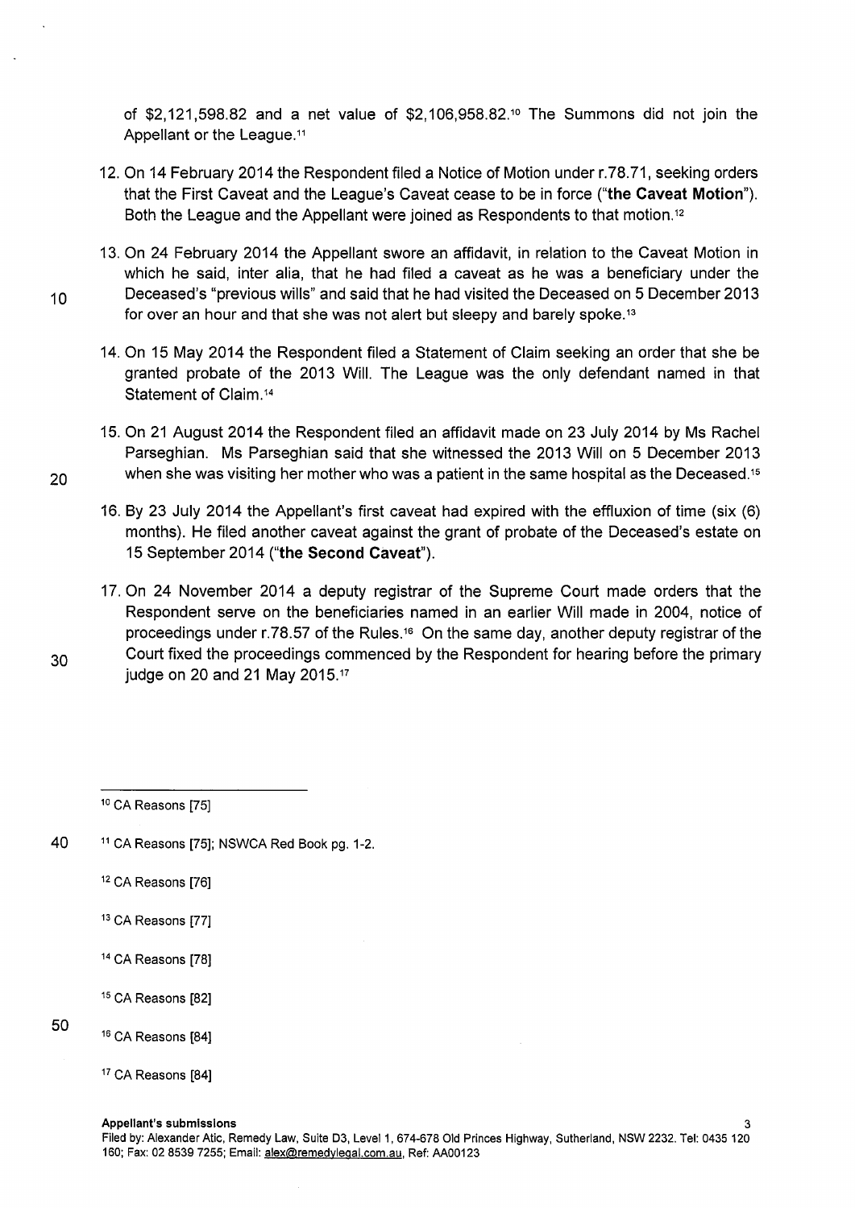of $2,121,598.82 and a net value of $2,106,958.82.[10] The Summons did not join the Appellant or the League.[11]

12. On 14 February 2014 the Respondent filed a Notice of Motion under r.78.71, seeking orders that the First Caveat and the League's Caveat cease to be in force (**"the Caveat Motion"**). Both the League and the Appellant were joined as Respondents to that motion.[12]

13. On 24 February 2014 the Appellant swore an affidavit, in relation to the Caveat Motion in which he said, inter alia, that he had filed a caveat as he was a beneficiary under the Deceased's "previous wills" and said that he had visited the Deceased on 5 December 2013 for over an hour and that she was not alert but sleepy and barely spoke.[13]

14. On 15 May 2014 the Respondent filed a Statement of Claim seeking an order that she be granted probate of the 2013 Will. The League was the only defendant named in that Statement of Claim.[14]

15. On 21 August 2014 the Respondent filed an affidavit made on 23 July 2014 by Ms Rachel Parseghian. Ms Parseghian said that she witnessed the 2013 Will on 5 December 2013 when she was visiting her mother who was a patient in the same hospital as the Deceased.[15]

16. By 23 July 2014 the Appellant's first caveat had expired with the effluxion of time (six (6) months). He filed another caveat against the grant of probate of the Deceased's estate on 15 September 2014 (**"the Second Caveat"**).

17. On 24 November 2014 a deputy registrar of the Supreme Court made orders that the Respondent serve on the beneficiaries named in an earlier Will made in 2004, notice of proceedings under r.78.57 of the Rules.[16] On the same day, another deputy registrar of the Court fixed the proceedings commenced by the Respondent for hearing before the primary judge on 20 and 21 May 2015.[17]

---

[10] CA Reasons [75]

[11] CA Reasons [75]; NSWCA Red Book pg. 1-2.

[12] CA Reasons [76]

[13] CA Reasons [77]

[14] CA Reasons [78]

[15] CA Reasons [82]

[16] CA Reasons [84]

[17] CA Reasons [84]

**Appellant's submissions**

Filed by: Alexander Atic, Remedy Law, Suite D3, Level 1, 674-678 Old Princes Highway, Sutherland, NSW 2232. Tel: 0435 120 160; Fax: 02 8539 7255; Email: alex@remedylegal.com.au, Ref: AA00123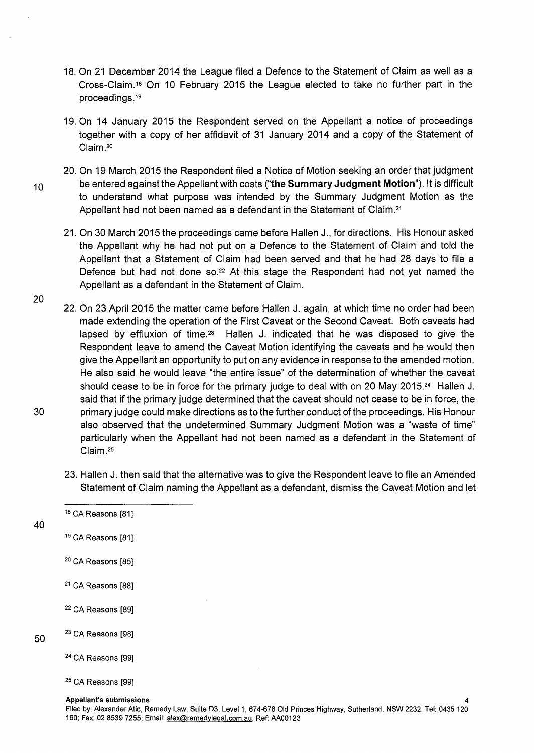18. On 21 December 2014 the League filed a Defence to the Statement of Claim as well as a Cross-Claim.[18] On 10 February 2015 the League elected to take no further part in the proceedings.[19]

19. On 14 January 2015 the Respondent served on the Appellant a notice of proceedings together with a copy of her affidavit of 31 January 2014 and a copy of the Statement of Claim.[20]

20. On 19 March 2015 the Respondent filed a Notice of Motion seeking an order that judgment be entered against the Appellant with costs (**"the Summary Judgment Motion"**). It is difficult to understand what purpose was intended by the Summary Judgment Motion as the Appellant had not been named as a defendant in the Statement of Claim.[21]

21. On 30 March 2015 the proceedings came before Hallen J., for directions. His Honour asked the Appellant why he had not put on a Defence to the Statement of Claim and told the Appellant that a Statement of Claim had been served and that he had 28 days to file a Defence but had not done so.[22] At this stage the Respondent had not yet named the Appellant as a defendant in the Statement of Claim.

22. On 23 April 2015 the matter came before Hallen J. again, at which time no order had been made extending the operation of the First Caveat or the Second Caveat. Both caveats had lapsed by effluxion of time.[23] Hallen J. indicated that he was disposed to give the Respondent leave to amend the Caveat Motion identifying the caveats and he would then give the Appellant an opportunity to put on any evidence in response to the amended motion. He also said he would leave "the entire issue" of the determination of whether the caveat should cease to be in force for the primary judge to deal with on 20 May 2015.[24] Hallen J. said that if the primary judge determined that the caveat should not cease to be in force, the primary judge could make directions as to the further conduct of the proceedings. His Honour also observed that the undetermined Summary Judgment Motion was a "waste of time" particularly when the Appellant had not been named as a defendant in the Statement of Claim.[25]

23. Hallen J. then said that the alternative was to give the Respondent leave to file an Amended Statement of Claim naming the Appellant as a defendant, dismiss the Caveat Motion and let

---

[18] CA Reasons [81]

[19] CA Reasons [81]

[20] CA Reasons [85]

[21] CA Reasons [88]

[22] CA Reasons [89]

[23] CA Reasons [98]

[24] CA Reasons [99]

[25] CA Reasons [99]

**Appellant's submissions**

Filed by: Alexander Atic, Remedy Law, Suite D3, Level 1, 674-678 Old Princes Highway, Sutherland, NSW 2232. Tel: 0435 120 160; Fax: 02 8539 7255; Email: alex@remedylegal.com.au, Ref: AA00123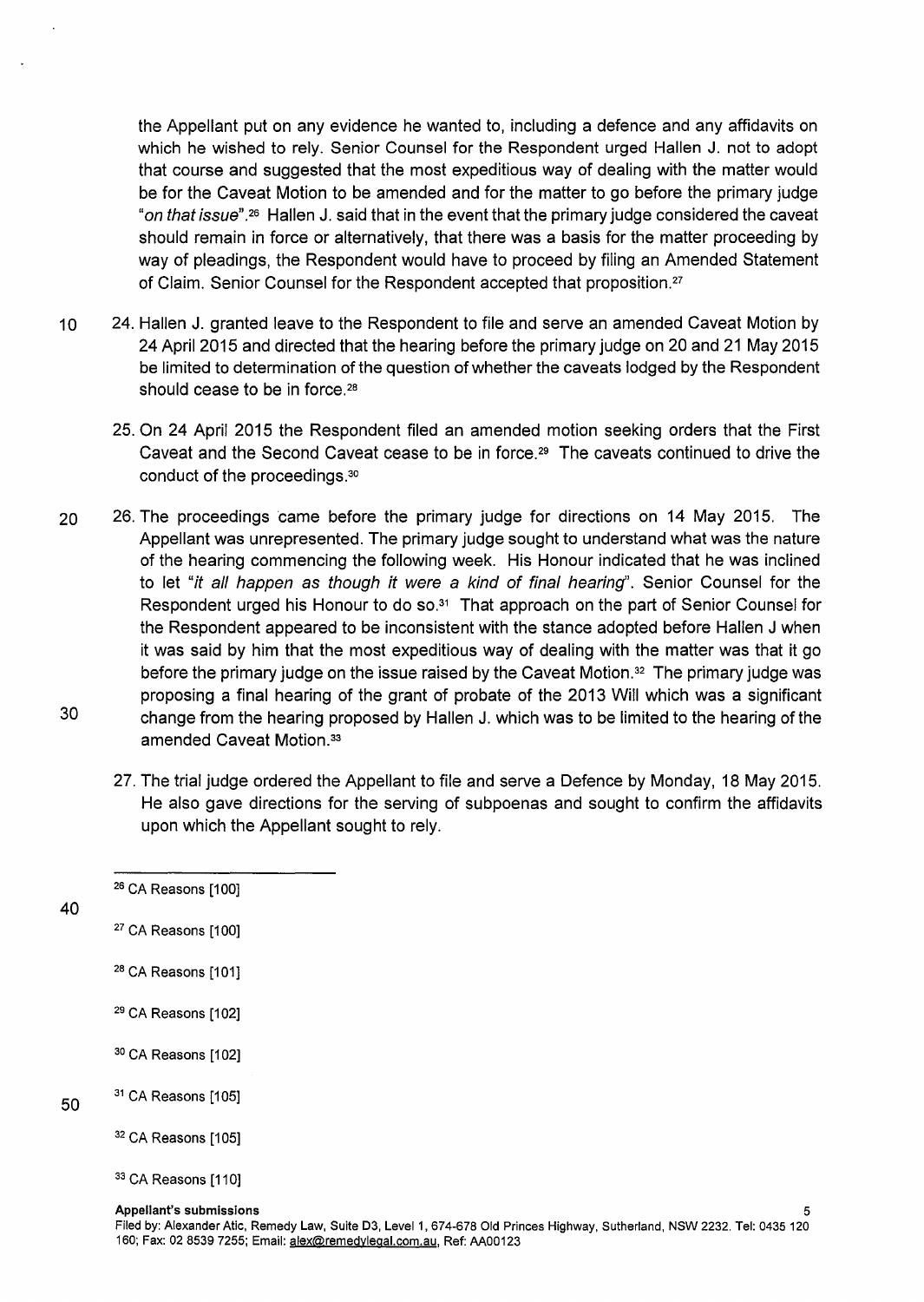the Appellant put on any evidence he wanted to, including a defence and any affidavits on which he wished to rely. Senior Counsel for the Respondent urged Hallen J. not to adopt that course and suggested that the most expeditious way of dealing with the matter would be for the Caveat Motion to be amended and for the matter to go before the primary judge "*on that issue*".[26] Hallen J. said that in the event that the primary judge considered the caveat should remain in force or alternatively, that there was a basis for the matter proceeding by way of pleadings, the Respondent would have to proceed by filing an Amended Statement of Claim. Senior Counsel for the Respondent accepted that proposition.[27]

24. Hallen J. granted leave to the Respondent to file and serve an amended Caveat Motion by 24 April 2015 and directed that the hearing before the primary judge on 20 and 21 May 2015 be limited to determination of the question of whether the caveats lodged by the Respondent should cease to be in force.[28]

25. On 24 April 2015 the Respondent filed an amended motion seeking orders that the First Caveat and the Second Caveat cease to be in force.[29] The caveats continued to drive the conduct of the proceedings.[30]

26. The proceedings came before the primary judge for directions on 14 May 2015. The Appellant was unrepresented. The primary judge sought to understand what was the nature of the hearing commencing the following week. His Honour indicated that he was inclined to let "*it all happen as though it were a kind of final hearing*". Senior Counsel for the Respondent urged his Honour to do so.[31] That approach on the part of Senior Counsel for the Respondent appeared to be inconsistent with the stance adopted before Hallen J when it was said by him that the most expeditious way of dealing with the matter was that it go before the primary judge on the issue raised by the Caveat Motion.[32] The primary judge was proposing a final hearing of the grant of probate of the 2013 Will which was a significant change from the hearing proposed by Hallen J. which was to be limited to the hearing of the amended Caveat Motion.[33]

27. The trial judge ordered the Appellant to file and serve a Defence by Monday, 18 May 2015. He also gave directions for the serving of subpoenas and sought to confirm the affidavits upon which the Appellant sought to rely.

---

[26] CA Reasons [100]

[27] CA Reasons [100]

[28] CA Reasons [101]

[29] CA Reasons [102]

[30] CA Reasons [102]

[31] CA Reasons [105]

[32] CA Reasons [105]

[33] CA Reasons [110]

**Appellant's submissions**
Filed by: Alexander Atic, Remedy Law, Suite D3, Level 1, 674-678 Old Princes Highway, Sutherland, NSW 2232. Tel: 0435 120 160; Fax: 02 8539 7255; Email: alex@remedylegal.com.au, Ref: AA00123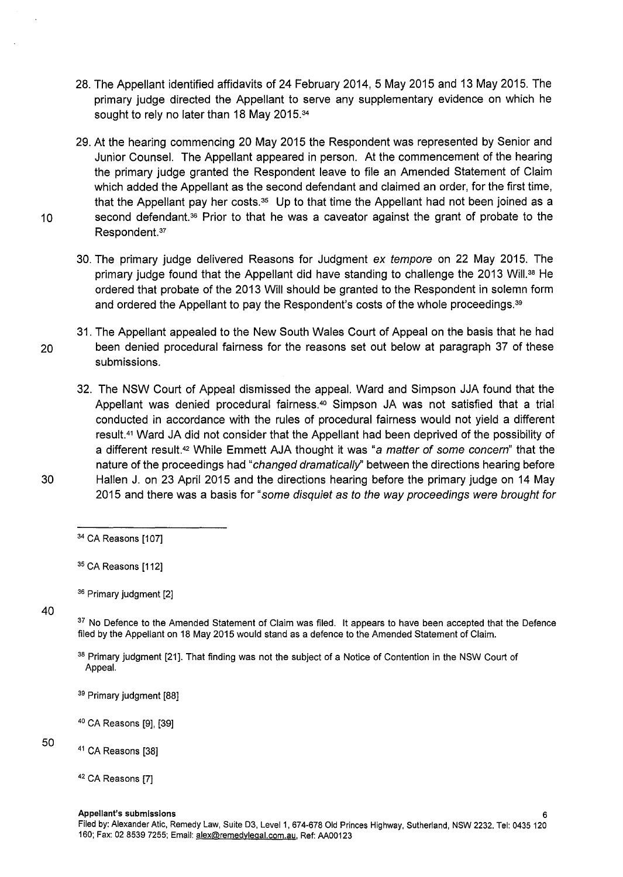28. The Appellant identified affidavits of 24 February 2014, 5 May 2015 and 13 May 2015. The primary judge directed the Appellant to serve any supplementary evidence on which he sought to rely no later than 18 May 2015.[34]

29. At the hearing commencing 20 May 2015 the Respondent was represented by Senior and Junior Counsel. The Appellant appeared in person. At the commencement of the hearing the primary judge granted the Respondent leave to file an Amended Statement of Claim which added the Appellant as the second defendant and claimed an order, for the first time, that the Appellant pay her costs.[35] Up to that time the Appellant had not been joined as a second defendant.[36] Prior to that he was a caveator against the grant of probate to the Respondent.[37]

30. The primary judge delivered Reasons for Judgment *ex tempore* on 22 May 2015. The primary judge found that the Appellant did have standing to challenge the 2013 Will.[38] He ordered that probate of the 2013 Will should be granted to the Respondent in solemn form and ordered the Appellant to pay the Respondent's costs of the whole proceedings.[39]

31. The Appellant appealed to the New South Wales Court of Appeal on the basis that he had been denied procedural fairness for the reasons set out below at paragraph 37 of these submissions.

32. The NSW Court of Appeal dismissed the appeal. Ward and Simpson JJA found that the Appellant was denied procedural fairness.[40] Simpson JA was not satisfied that a trial conducted in accordance with the rules of procedural fairness would not yield a different result.[41] Ward JA did not consider that the Appellant had been deprived of the possibility of a different result.[42] While Emmett AJA thought it was "*a matter of some concern*" that the nature of the proceedings had "*changed dramatically*" between the directions hearing before Hallen J. on 23 April 2015 and the directions hearing before the primary judge on 14 May 2015 and there was a basis for "*some disquiet as to the way proceedings were brought for*

---

[34] CA Reasons [107]

[35] CA Reasons [112]

[36] Primary judgment [2]

[37] No Defence to the Amended Statement of Claim was filed. It appears to have been accepted that the Defence filed by the Appellant on 18 May 2015 would stand as a defence to the Amended Statement of Claim.

[38] Primary judgment [21]. That finding was not the subject of a Notice of Contention in the NSW Court of Appeal.

[39] Primary judgment [88]

[40] CA Reasons [9], [39]

[41] CA Reasons [38]

[42] CA Reasons [7]

**Appellant's submissions**

Filed by: Alexander Atic, Remedy Law, Suite D3, Level 1, 674-678 Old Princes Highway, Sutherland, NSW 2232. Tel: 0435 120 160; Fax: 02 8539 7255; Email: alex@remedylegal.com.au, Ref: AA00123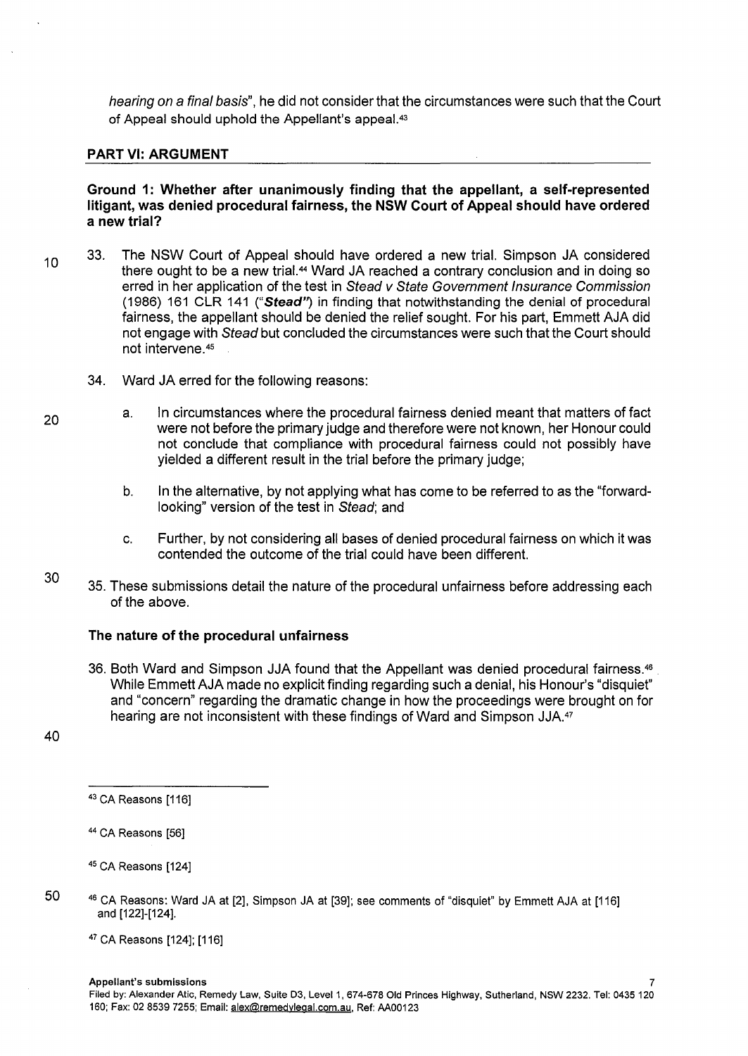*hearing on a final basis*", he did not consider that the circumstances were such that the Court of Appeal should uphold the Appellant's appeal.[43]

## PART VI: ARGUMENT

### Ground 1: Whether after unanimously finding that the appellant, a self-represented litigant, was denied procedural fairness, the NSW Court of Appeal should have ordered a new trial?

33. The NSW Court of Appeal should have ordered a new trial. Simpson JA considered there ought to be a new trial.[44] Ward JA reached a contrary conclusion and in doing so erred in her application of the test in *Stead v State Government Insurance Commission* (1986) 161 CLR 141 ("***Stead***") in finding that notwithstanding the denial of procedural fairness, the appellant should be denied the relief sought. For his part, Emmett AJA did not engage with *Stead* but concluded the circumstances were such that the Court should not intervene.[45]

34. Ward JA erred for the following reasons:

    a. In circumstances where the procedural fairness denied meant that matters of fact were not before the primary judge and therefore were not known, her Honour could not conclude that compliance with procedural fairness could not possibly have yielded a different result in the trial before the primary judge;

    b. In the alternative, by not applying what has come to be referred to as the "forward-looking" version of the test in *Stead*; and

    c. Further, by not considering all bases of denied procedural fairness on which it was contended the outcome of the trial could have been different.

35. These submissions detail the nature of the procedural unfairness before addressing each of the above.

### The nature of the procedural unfairness

36. Both Ward and Simpson JJA found that the Appellant was denied procedural fairness.[46] While Emmett AJA made no explicit finding regarding such a denial, his Honour's "disquiet" and "concern" regarding the dramatic change in how the proceedings were brought on for hearing are not inconsistent with these findings of Ward and Simpson JJA.[47]

---

[43] CA Reasons [116]

[44] CA Reasons [56]

[45] CA Reasons [124]

[46] CA Reasons: Ward JA at [2], Simpson JA at [39]; see comments of "disquiet" by Emmett AJA at [116] and [122]-[124].

[47] CA Reasons [124]; [116]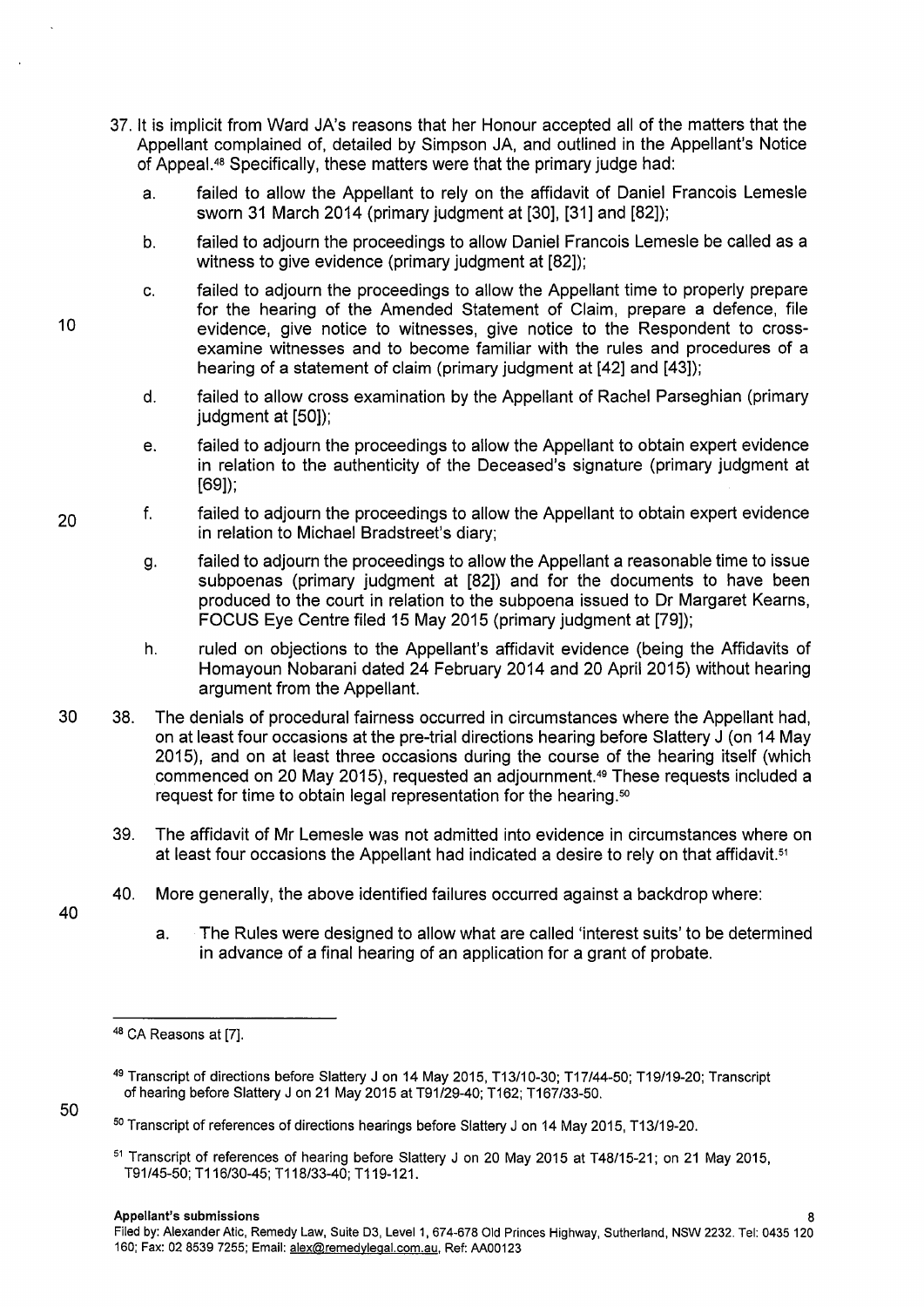37. It is implicit from Ward JA's reasons that her Honour accepted all of the matters that the Appellant complained of, detailed by Simpson JA, and outlined in the Appellant's Notice of Appeal.[48] Specifically, these matters were that the primary judge had:

    a. failed to allow the Appellant to rely on the affidavit of Daniel Francois Lemesle sworn 31 March 2014 (primary judgment at [30], [31] and [82]);

    b. failed to adjourn the proceedings to allow Daniel Francois Lemesle be called as a witness to give evidence (primary judgment at [82]);

    c. failed to adjourn the proceedings to allow the Appellant time to properly prepare for the hearing of the Amended Statement of Claim, prepare a defence, file evidence, give notice to witnesses, give notice to the Respondent to cross-examine witnesses and to become familiar with the rules and procedures of a hearing of a statement of claim (primary judgment at [42] and [43]);

    d. failed to allow cross examination by the Appellant of Rachel Parseghian (primary judgment at [50]);

    e. failed to adjourn the proceedings to allow the Appellant to obtain expert evidence in relation to the authenticity of the Deceased's signature (primary judgment at [69]);

    f. failed to adjourn the proceedings to allow the Appellant to obtain expert evidence in relation to Michael Bradstreet's diary;

    g. failed to adjourn the proceedings to allow the Appellant a reasonable time to issue subpoenas (primary judgment at [82]) and for the documents to have been produced to the court in relation to the subpoena issued to Dr Margaret Kearns, FOCUS Eye Centre filed 15 May 2015 (primary judgment at [79]);

    h. ruled on objections to the Appellant's affidavit evidence (being the Affidavits of Homayoun Nobarani dated 24 February 2014 and 20 April 2015) without hearing argument from the Appellant.

38. The denials of procedural fairness occurred in circumstances where the Appellant had, on at least four occasions at the pre-trial directions hearing before Slattery J (on 14 May 2015), and on at least three occasions during the course of the hearing itself (which commenced on 20 May 2015), requested an adjournment.[49] These requests included a request for time to obtain legal representation for the hearing.[50]

39. The affidavit of Mr Lemesle was not admitted into evidence in circumstances where on at least four occasions the Appellant had indicated a desire to rely on that affidavit.[51]

40. More generally, the above identified failures occurred against a backdrop where:

    a. The Rules were designed to allow what are called 'interest suits' to be determined in advance of a final hearing of an application for a grant of probate.

---

[48] CA Reasons at [7].

[49] Transcript of directions before Slattery J on 14 May 2015, T13/10-30; T17/44-50; T19/19-20; Transcript of hearing before Slattery J on 21 May 2015 at T91/29-40; T162; T167/33-50.

[50] Transcript of references of directions hearings before Slattery J on 14 May 2015, T13/19-20.

[51] Transcript of references of hearing before Slattery J on 20 May 2015 at T48/15-21; on 21 May 2015, T91/45-50; T116/30-45; T118/33-40; T119-121.

**Appellant's submissions**

Filed by: Alexander Atic, Remedy Law, Suite D3, Level 1, 674-678 Old Princes Highway, Sutherland, NSW 2232. Tel: 0435 120 160; Fax: 02 8539 7255; Email: alex@remedylegal.com.au, Ref: AA00123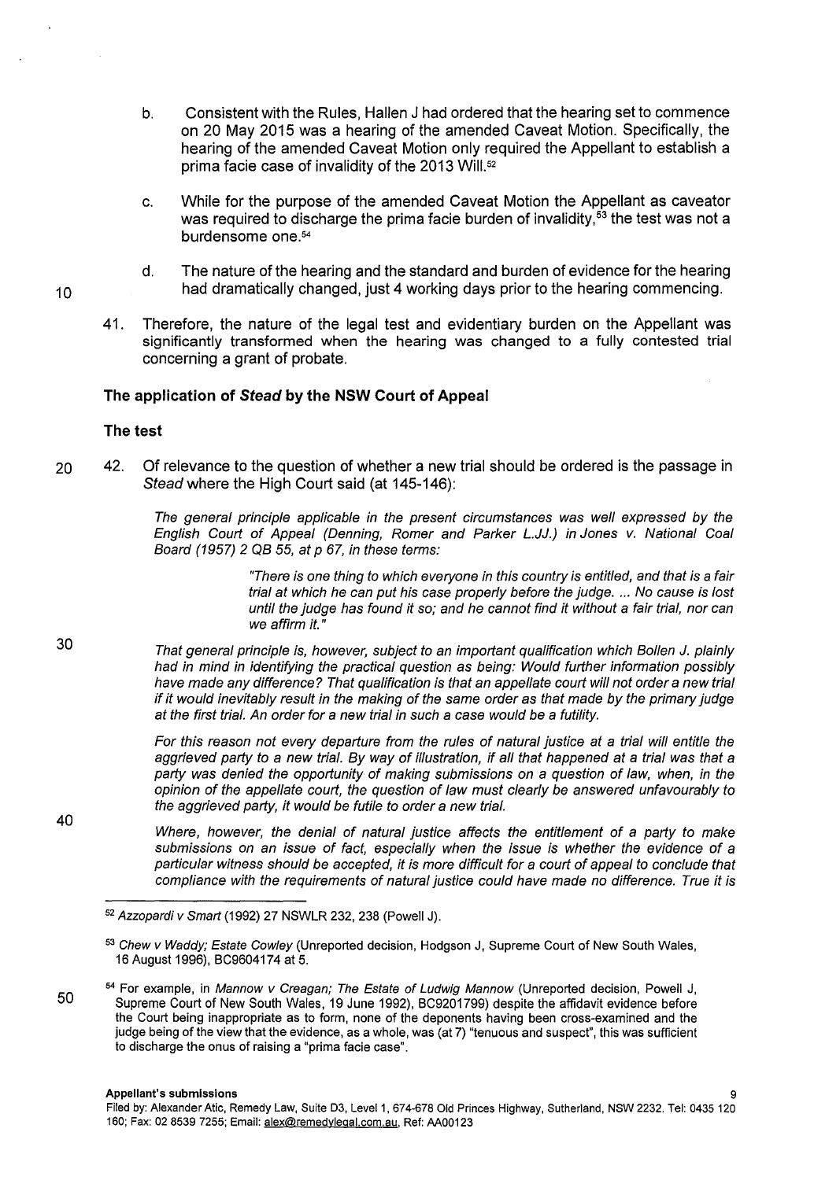b. Consistent with the Rules, Hallen J had ordered that the hearing set to commence on 20 May 2015 was a hearing of the amended Caveat Motion. Specifically, the hearing of the amended Caveat Motion only required the Appellant to establish a prima facie case of invalidity of the 2013 Will.[52]

c. While for the purpose of the amended Caveat Motion the Appellant as caveator was required to discharge the prima facie burden of invalidity,[53] the test was not a burdensome one.[54]

d. The nature of the hearing and the standard and burden of evidence for the hearing had dramatically changed, just 4 working days prior to the hearing commencing.

41. Therefore, the nature of the legal test and evidentiary burden on the Appellant was significantly transformed when the hearing was changed to a fully contested trial concerning a grant of probate.

### The application of *Stead* by the NSW Court of Appeal

#### The test

42. Of relevance to the question of whether a new trial should be ordered is the passage in *Stead* where the High Court said (at 145-146):

> *The general principle applicable in the present circumstances was well expressed by the English Court of Appeal (Denning, Romer and Parker L.JJ.) in Jones v. National Coal Board (1957) 2 QB 55, at p 67, in these terms:*
>
> > *"There is one thing to which everyone in this country is entitled, and that is a fair trial at which he can put his case properly before the judge. ... No cause is lost until the judge has found it so; and he cannot find it without a fair trial, nor can we affirm it."*
>
> *That general principle is, however, subject to an important qualification which Bollen J. plainly had in mind in identifying the practical question as being: Would further information possibly have made any difference? That qualification is that an appellate court will not order a new trial if it would inevitably result in the making of the same order as that made by the primary judge at the first trial. An order for a new trial in such a case would be a futility.*
>
> *For this reason not every departure from the rules of natural justice at a trial will entitle the aggrieved party to a new trial. By way of illustration, if all that happened at a trial was that a party was denied the opportunity of making submissions on a question of law, when, in the opinion of the appellate court, the question of law must clearly be answered unfavourably to the aggrieved party, it would be futile to order a new trial.*
>
> *Where, however, the denial of natural justice affects the entitlement of a party to make submissions on an issue of fact, especially when the issue is whether the evidence of a particular witness should be accepted, it is more difficult for a court of appeal to conclude that compliance with the requirements of natural justice could have made no difference. True it is*

---

[52] *Azzopardi v Smart* (1992) 27 NSWLR 232, 238 (Powell J).

[53] *Chew v Waddy; Estate Cowley* (Unreported decision, Hodgson J, Supreme Court of New South Wales, 16 August 1996), BC9604174 at 5.

[54] For example, in *Mannow v Creagan; The Estate of Ludwig Mannow* (Unreported decision, Powell J, Supreme Court of New South Wales, 19 June 1992), BC9201799) despite the affidavit evidence before the Court being inappropriate as to form, none of the deponents having been cross-examined and the judge being of the view that the evidence, as a whole, was (at 7) "tenuous and suspect", this was sufficient to discharge the onus of raising a "prima facie case".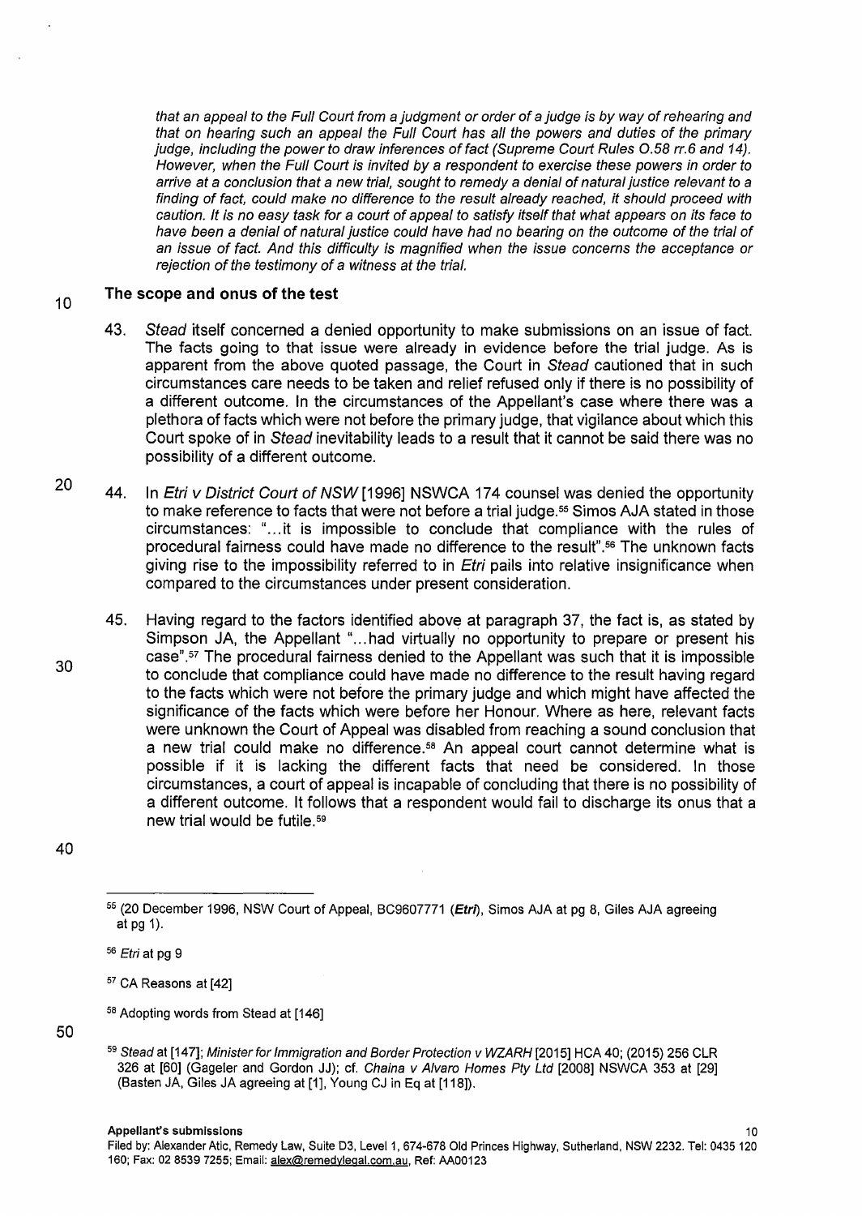*that an appeal to the Full Court from a judgment or order of a judge is by way of rehearing and that on hearing such an appeal the Full Court has all the powers and duties of the primary judge, including the power to draw inferences of fact (Supreme Court Rules O.58 rr.6 and 14). However, when the Full Court is invited by a respondent to exercise these powers in order to arrive at a conclusion that a new trial, sought to remedy a denial of natural justice relevant to a finding of fact, could make no difference to the result already reached, it should proceed with caution. It is no easy task for a court of appeal to satisfy itself that what appears on its face to have been a denial of natural justice could have had no bearing on the outcome of the trial of an issue of fact. And this difficulty is magnified when the issue concerns the acceptance or rejection of the testimony of a witness at the trial.*

## The scope and onus of the test

43. *Stead* itself concerned a denied opportunity to make submissions on an issue of fact. The facts going to that issue were already in evidence before the trial judge. As is apparent from the above quoted passage, the Court in *Stead* cautioned that in such circumstances care needs to be taken and relief refused only if there is no possibility of a different outcome. In the circumstances of the Appellant's case where there was a plethora of facts which were not before the primary judge, that vigilance about which this Court spoke of in *Stead* inevitability leads to a result that it cannot be said there was no possibility of a different outcome.

44. In *Etri v District Court of NSW* [1996] NSWCA 174 counsel was denied the opportunity to make reference to facts that were not before a trial judge.[55] Simos AJA stated in those circumstances: "...it is impossible to conclude that compliance with the rules of procedural fairness could have made no difference to the result".[56] The unknown facts giving rise to the impossibility referred to in *Etri* pails into relative insignificance when compared to the circumstances under present consideration.

45. Having regard to the factors identified above at paragraph 37, the fact is, as stated by Simpson JA, the Appellant "...had virtually no opportunity to prepare or present his case".[57] The procedural fairness denied to the Appellant was such that it is impossible to conclude that compliance could have made no difference to the result having regard to the facts which were not before the primary judge and which might have affected the significance of the facts which were before her Honour. Where as here, relevant facts were unknown the Court of Appeal was disabled from reaching a sound conclusion that a new trial could make no difference.[58] An appeal court cannot determine what is possible if it is lacking the different facts that need be considered. In those circumstances, a court of appeal is incapable of concluding that there is no possibility of a different outcome. It follows that a respondent would fail to discharge its onus that a new trial would be futile.[59]

---

[55] (20 December 1996, NSW Court of Appeal, BC9607771 (***Etri***), Simos AJA at pg 8, Giles AJA agreeing at pg 1).

[56] *Etri* at pg 9

[57] CA Reasons at [42]

[58] Adopting words from Stead at [146]

[59] *Stead* at [147]; *Minister for Immigration and Border Protection v WZARH* [2015] HCA 40; (2015) 256 CLR 326 at [60] (Gageler and Gordon JJ); cf. *Chaina v Alvaro Homes Pty Ltd* [2008] NSWCA 353 at [29] (Basten JA, Giles JA agreeing at [1], Young CJ in Eq at [118]).

**Appellant's submissions**

Filed by: Alexander Atic, Remedy Law, Suite D3, Level 1, 674-678 Old Princes Highway, Sutherland, NSW 2232. Tel: 0435 120 160; Fax: 02 8539 7255; Email: alex@remedylegal.com.au, Ref: AA00123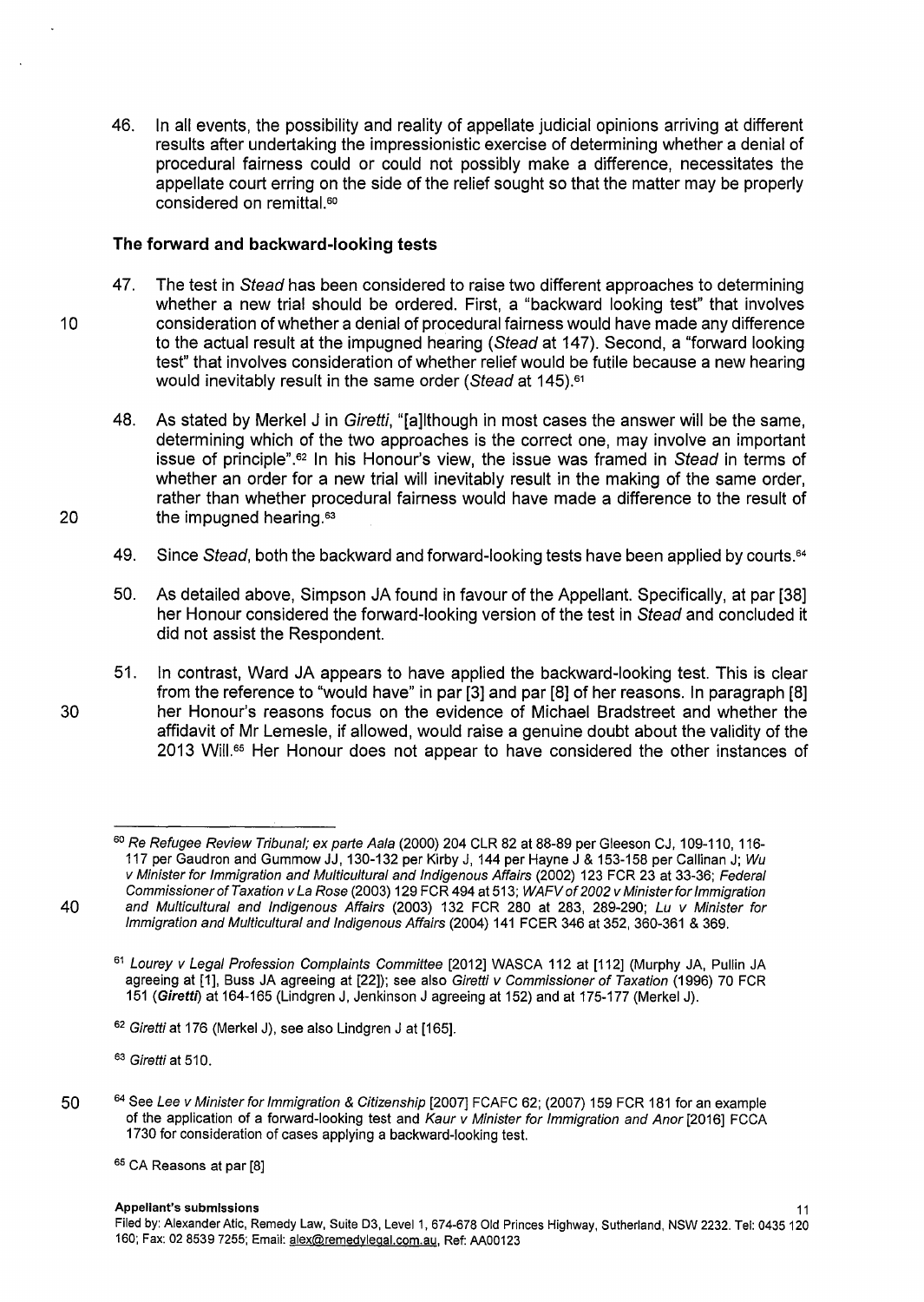46. In all events, the possibility and reality of appellate judicial opinions arriving at different results after undertaking the impressionistic exercise of determining whether a denial of procedural fairness could or could not possibly make a difference, necessitates the appellate court erring on the side of the relief sought so that the matter may be properly considered on remittal.[60]

### The forward and backward-looking tests

47. The test in *Stead* has been considered to raise two different approaches to determining whether a new trial should be ordered. First, a "backward looking test" that involves consideration of whether a denial of procedural fairness would have made any difference to the actual result at the impugned hearing (*Stead* at 147). Second, a "forward looking test" that involves consideration of whether relief would be futile because a new hearing would inevitably result in the same order (*Stead* at 145).[61]

48. As stated by Merkel J in *Giretti*, "[a]lthough in most cases the answer will be the same, determining which of the two approaches is the correct one, may involve an important issue of principle".[62] In his Honour's view, the issue was framed in *Stead* in terms of whether an order for a new trial will inevitably result in the making of the same order, rather than whether procedural fairness would have made a difference to the result of the impugned hearing.[63]

49. Since *Stead*, both the backward and forward-looking tests have been applied by courts.[64]

50. As detailed above, Simpson JA found in favour of the Appellant. Specifically, at par [38] her Honour considered the forward-looking version of the test in *Stead* and concluded it did not assist the Respondent.

51. In contrast, Ward JA appears to have applied the backward-looking test. This is clear from the reference to "would have" in par [3] and par [8] of her reasons. In paragraph [8] her Honour's reasons focus on the evidence of Michael Bradstreet and whether the affidavit of Mr Lemesle, if allowed, would raise a genuine doubt about the validity of the 2013 Will.[65] Her Honour does not appear to have considered the other instances of

---

[60] *Re Refugee Review Tribunal; ex parte Aala* (2000) 204 CLR 82 at 88-89 per Gleeson CJ, 109-110, 116-117 per Gaudron and Gummow JJ, 130-132 per Kirby J, 144 per Hayne J & 153-158 per Callinan J; *Wu v Minister for Immigration and Multicultural and Indigenous Affairs* (2002) 123 FCR 23 at 33-36; *Federal Commissioner of Taxation v La Rose* (2003) 129 FCR 494 at 513; *WAFV of 2002 v Minister for Immigration and Multicultural and Indigenous Affairs* (2003) 132 FCR 280 at 283, 289-290; *Lu v Minister for Immigration and Multicultural and Indigenous Affairs* (2004) 141 FCER 346 at 352, 360-361 & 369.

[61] *Lourey v Legal Profession Complaints Committee* [2012] WASCA 112 at [112] (Murphy JA, Pullin JA agreeing at [1], Buss JA agreeing at [22]); see also *Giretti v Commissioner of Taxation* (1996) 70 FCR 151 (***Giretti***) at 164-165 (Lindgren J, Jenkinson J agreeing at 152) and at 175-177 (Merkel J).

[62] *Giretti* at 176 (Merkel J), see also Lindgren J at [165].

[63] *Giretti* at 510.

[64] See *Lee v Minister for Immigration & Citizenship* [2007] FCAFC 62; (2007) 159 FCR 181 for an example of the application of a forward-looking test and *Kaur v Minister for Immigration and Anor* [2016] FCCA 1730 for consideration of cases applying a backward-looking test.

[65] CA Reasons at par [8]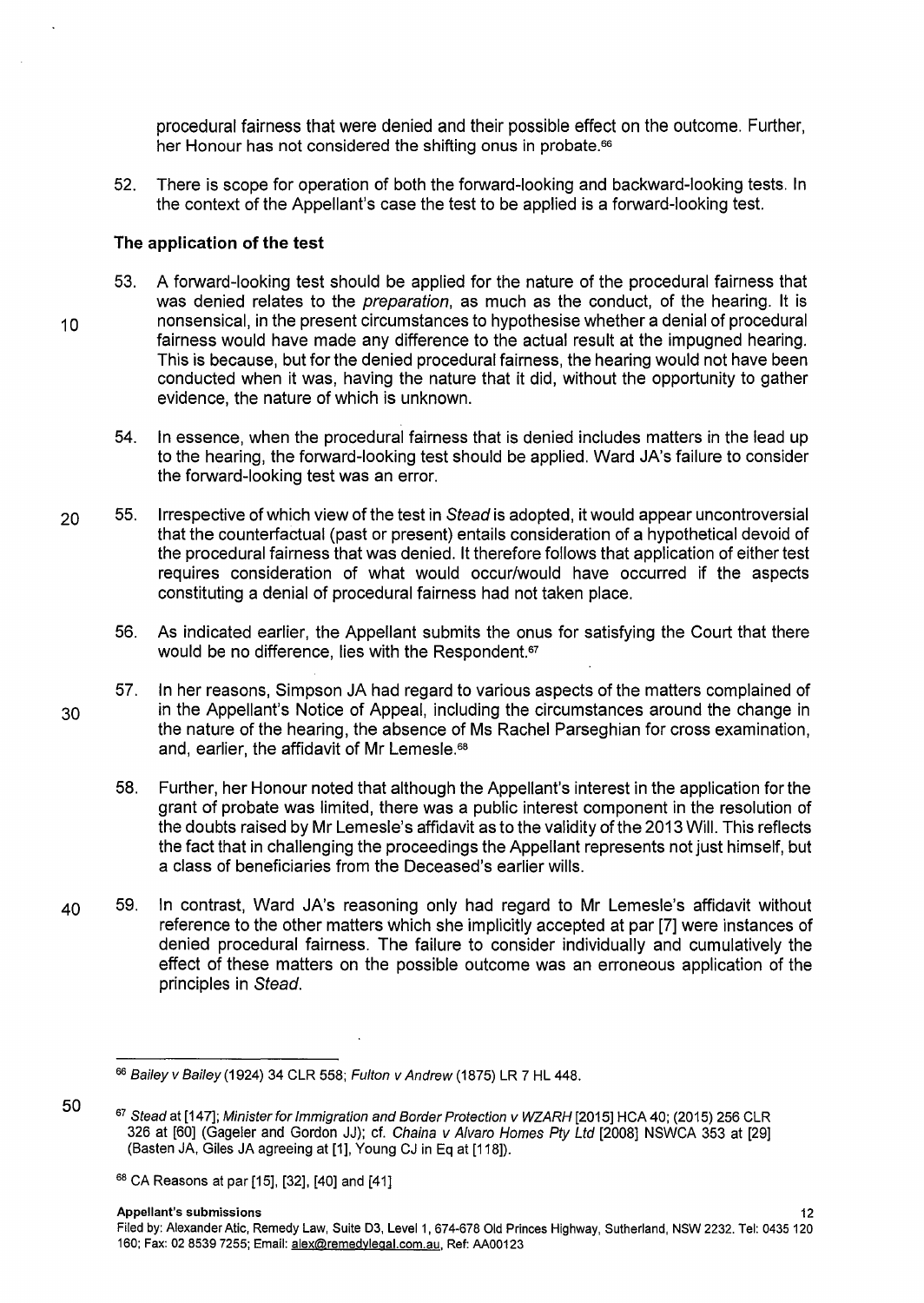procedural fairness that were denied and their possible effect on the outcome. Further, her Honour has not considered the shifting onus in probate.[66]

52. There is scope for operation of both the forward-looking and backward-looking tests. In the context of the Appellant's case the test to be applied is a forward-looking test.

### The application of the test

53. A forward-looking test should be applied for the nature of the procedural fairness that was denied relates to the *preparation*, as much as the conduct, of the hearing. It is nonsensical, in the present circumstances to hypothesise whether a denial of procedural fairness would have made any difference to the actual result at the impugned hearing. This is because, but for the denied procedural fairness, the hearing would not have been conducted when it was, having the nature that it did, without the opportunity to gather evidence, the nature of which is unknown.

54. In essence, when the procedural fairness that is denied includes matters in the lead up to the hearing, the forward-looking test should be applied. Ward JA's failure to consider the forward-looking test was an error.

55. Irrespective of which view of the test in *Stead* is adopted, it would appear uncontroversial that the counterfactual (past or present) entails consideration of a hypothetical devoid of the procedural fairness that was denied. It therefore follows that application of either test requires consideration of what would occur/would have occurred if the aspects constituting a denial of procedural fairness had not taken place.

56. As indicated earlier, the Appellant submits the onus for satisfying the Court that there would be no difference, lies with the Respondent.[67]

57. In her reasons, Simpson JA had regard to various aspects of the matters complained of in the Appellant's Notice of Appeal, including the circumstances around the change in the nature of the hearing, the absence of Ms Rachel Parseghian for cross examination, and, earlier, the affidavit of Mr Lemesle.[68]

58. Further, her Honour noted that although the Appellant's interest in the application for the grant of probate was limited, there was a public interest component in the resolution of the doubts raised by Mr Lemesle's affidavit as to the validity of the 2013 Will. This reflects the fact that in challenging the proceedings the Appellant represents not just himself, but a class of beneficiaries from the Deceased's earlier wills.

59. In contrast, Ward JA's reasoning only had regard to Mr Lemesle's affidavit without reference to the other matters which she implicitly accepted at par [7] were instances of denied procedural fairness. The failure to consider individually and cumulatively the effect of these matters on the possible outcome was an erroneous application of the principles in *Stead*.

---

[66] *Bailey v Bailey* (1924) 34 CLR 558; *Fulton v Andrew* (1875) LR 7 HL 448.

[67] *Stead* at [147]; *Minister for Immigration and Border Protection v WZARH* [2015] HCA 40; (2015) 256 CLR 326 at [60] (Gageler and Gordon JJ); cf. *Chaina v Alvaro Homes Pty Ltd* [2008] NSWCA 353 at [29] (Basten JA, Giles JA agreeing at [1], Young CJ in Eq at [118]).

[68] CA Reasons at par [15], [32], [40] and [41]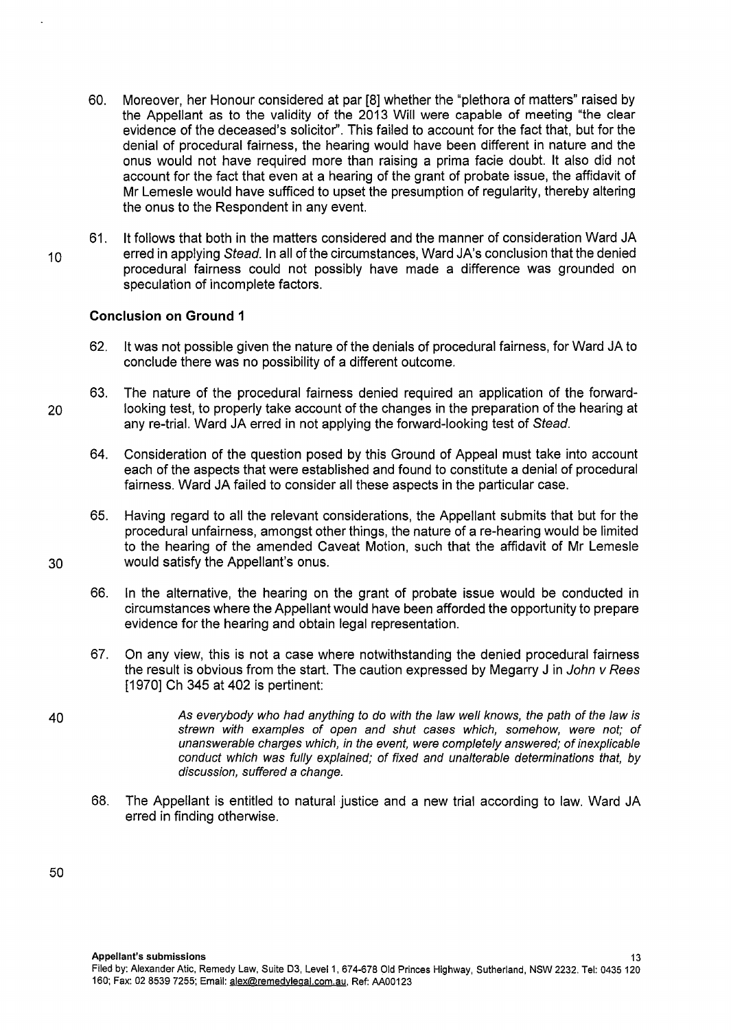60. Moreover, her Honour considered at par [8] whether the "plethora of matters" raised by the Appellant as to the validity of the 2013 Will were capable of meeting "the clear evidence of the deceased's solicitor". This failed to account for the fact that, but for the denial of procedural fairness, the hearing would have been different in nature and the onus would not have required more than raising a prima facie doubt. It also did not account for the fact that even at a hearing of the grant of probate issue, the affidavit of Mr Lemesle would have sufficed to upset the presumption of regularity, thereby altering the onus to the Respondent in any event.

61. It follows that both in the matters considered and the manner of consideration Ward JA erred in applying *Stead*. In all of the circumstances, Ward JA's conclusion that the denied procedural fairness could not possibly have made a difference was grounded on speculation of incomplete factors.

**Conclusion on Ground 1**

62. It was not possible given the nature of the denials of procedural fairness, for Ward JA to conclude there was no possibility of a different outcome.

63. The nature of the procedural fairness denied required an application of the forward-looking test, to properly take account of the changes in the preparation of the hearing at any re-trial. Ward JA erred in not applying the forward-looking test of *Stead*.

64. Consideration of the question posed by this Ground of Appeal must take into account each of the aspects that were established and found to constitute a denial of procedural fairness. Ward JA failed to consider all these aspects in the particular case.

65. Having regard to all the relevant considerations, the Appellant submits that but for the procedural unfairness, amongst other things, the nature of a re-hearing would be limited to the hearing of the amended Caveat Motion, such that the affidavit of Mr Lemesle would satisfy the Appellant's onus.

66. In the alternative, the hearing on the grant of probate issue would be conducted in circumstances where the Appellant would have been afforded the opportunity to prepare evidence for the hearing and obtain legal representation.

67. On any view, this is not a case where notwithstanding the denied procedural fairness the result is obvious from the start. The caution expressed by Megarry J in *John v Rees* [1970] Ch 345 at 402 is pertinent:

> *As everybody who had anything to do with the law well knows, the path of the law is strewn with examples of open and shut cases which, somehow, were not; of unanswerable charges which, in the event, were completely answered; of inexplicable conduct which was fully explained; of fixed and unalterable determinations that, by discussion, suffered a change.*

68. The Appellant is entitled to natural justice and a new trial according to law. Ward JA erred in finding otherwise.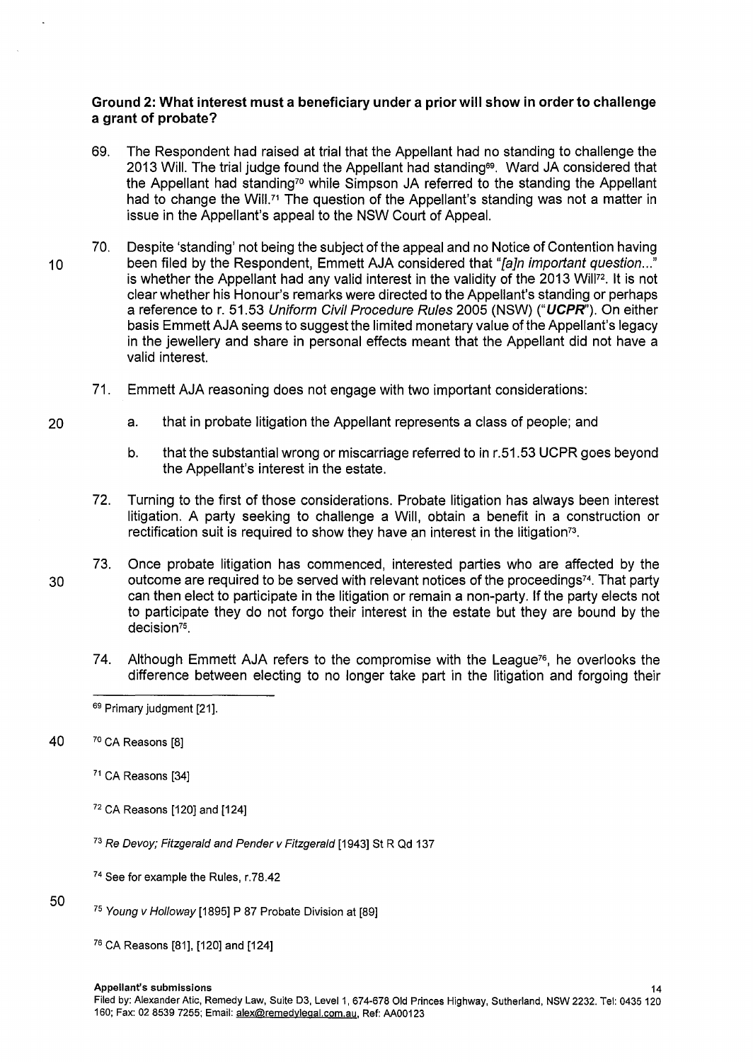**Ground 2: What interest must a beneficiary under a prior will show in order to challenge a grant of probate?**

69. The Respondent had raised at trial that the Appellant had no standing to challenge the 2013 Will. The trial judge found the Appellant had standing[69]. Ward JA considered that the Appellant had standing[70] while Simpson JA referred to the standing the Appellant had to change the Will.[71] The question of the Appellant's standing was not a matter in issue in the Appellant's appeal to the NSW Court of Appeal.

70. Despite 'standing' not being the subject of the appeal and no Notice of Contention having been filed by the Respondent, Emmett AJA considered that "*[a]n important question...*" is whether the Appellant had any valid interest in the validity of the 2013 Will[72]. It is not clear whether his Honour's remarks were directed to the Appellant's standing or perhaps a reference to r. 51.53 *Uniform Civil Procedure Rules* 2005 (NSW) ("***UCPR***"). On either basis Emmett AJA seems to suggest the limited monetary value of the Appellant's legacy in the jewellery and share in personal effects meant that the Appellant did not have a valid interest.

71. Emmett AJA reasoning does not engage with two important considerations:

    a. that in probate litigation the Appellant represents a class of people; and

    b. that the substantial wrong or miscarriage referred to in r.51.53 UCPR goes beyond the Appellant's interest in the estate.

72. Turning to the first of those considerations. Probate litigation has always been interest litigation. A party seeking to challenge a Will, obtain a benefit in a construction or rectification suit is required to show they have an interest in the litigation[73].

73. Once probate litigation has commenced, interested parties who are affected by the outcome are required to be served with relevant notices of the proceedings[74]. That party can then elect to participate in the litigation or remain a non-party. If the party elects not to participate they do not forgo their interest in the estate but they are bound by the decision[75].

74. Although Emmett AJA refers to the compromise with the League[76], he overlooks the difference between electing to no longer take part in the litigation and forgoing their

---

[69] Primary judgment [21].

[70] CA Reasons [8]

[71] CA Reasons [34]

[72] CA Reasons [120] and [124]

[73] *Re Devoy; Fitzgerald and Pender v Fitzgerald* [1943] St R Qd 137

[74] See for example the Rules, r.78.42

[75] *Young v Holloway* [1895] P 87 Probate Division at [89]

[76] CA Reasons [81], [120] and [124]

**Appellant's submissions**

Filed by: Alexander Atic, Remedy Law, Suite D3, Level 1, 674-678 Old Princes Highway, Sutherland, NSW 2232. Tel: 0435 120 160; Fax: 02 8539 7255; Email: alex@remedylegal.com.au, Ref: AA00123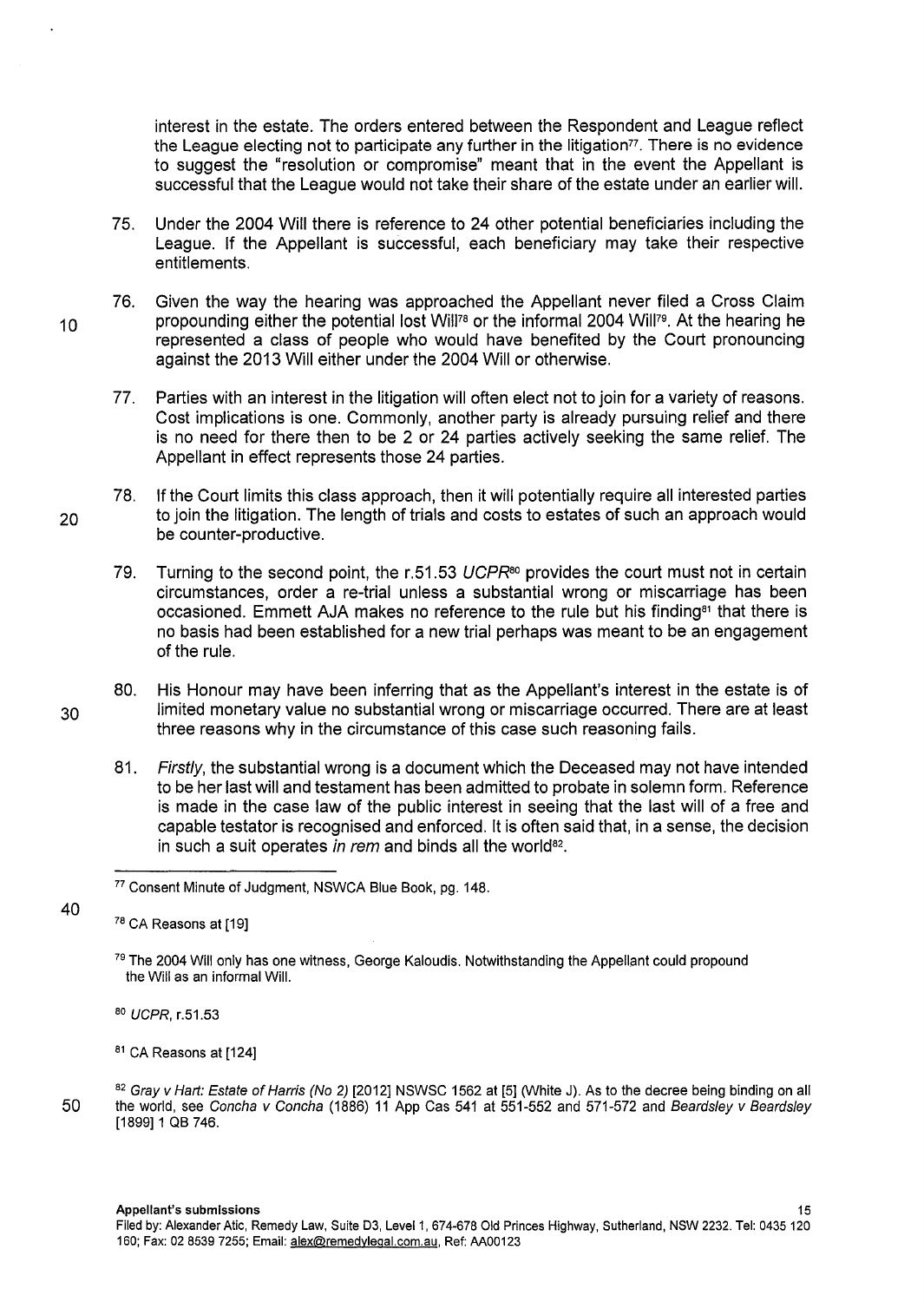interest in the estate. The orders entered between the Respondent and League reflect the League electing not to participate any further in the litigation[77]. There is no evidence to suggest the "resolution or compromise" meant that in the event the Appellant is successful that the League would not take their share of the estate under an earlier will.

75. Under the 2004 Will there is reference to 24 other potential beneficiaries including the League. If the Appellant is successful, each beneficiary may take their respective entitlements.

76. Given the way the hearing was approached the Appellant never filed a Cross Claim propounding either the potential lost Will[78] or the informal 2004 Will[79]. At the hearing he represented a class of people who would have benefited by the Court pronouncing against the 2013 Will either under the 2004 Will or otherwise.

77. Parties with an interest in the litigation will often elect not to join for a variety of reasons. Cost implications is one. Commonly, another party is already pursuing relief and there is no need for there then to be 2 or 24 parties actively seeking the same relief. The Appellant in effect represents those 24 parties.

78. If the Court limits this class approach, then it will potentially require all interested parties to join the litigation. The length of trials and costs to estates of such an approach would be counter-productive.

79. Turning to the second point, the r.51.53 *UCPR*[80] provides the court must not in certain circumstances, order a re-trial unless a substantial wrong or miscarriage has been occasioned. Emmett AJA makes no reference to the rule but his finding[81] that there is no basis had been established for a new trial perhaps was meant to be an engagement of the rule.

80. His Honour may have been inferring that as the Appellant's interest in the estate is of limited monetary value no substantial wrong or miscarriage occurred. There are at least three reasons why in the circumstance of this case such reasoning fails.

81. *Firstly*, the substantial wrong is a document which the Deceased may not have intended to be her last will and testament has been admitted to probate in solemn form. Reference is made in the case law of the public interest in seeing that the last will of a free and capable testator is recognised and enforced. It is often said that, in a sense, the decision in such a suit operates *in rem* and binds all the world[82].

---

[77] Consent Minute of Judgment, NSWCA Blue Book, pg. 148.

[78] CA Reasons at [19]

[79] The 2004 Will only has one witness, George Kaloudis. Notwithstanding the Appellant could propound the Will as an informal Will.

[80] *UCPR*, r.51.53

[81] CA Reasons at [124]

[82] *Gray v Hart: Estate of Harris (No 2)* [2012] NSWSC 1562 at [5] (White J). As to the decree being binding on all the world, see *Concha v Concha* (1886) 11 App Cas 541 at 551-552 and 571-572 and *Beardsley v Beardsley* [1899] 1 QB 746.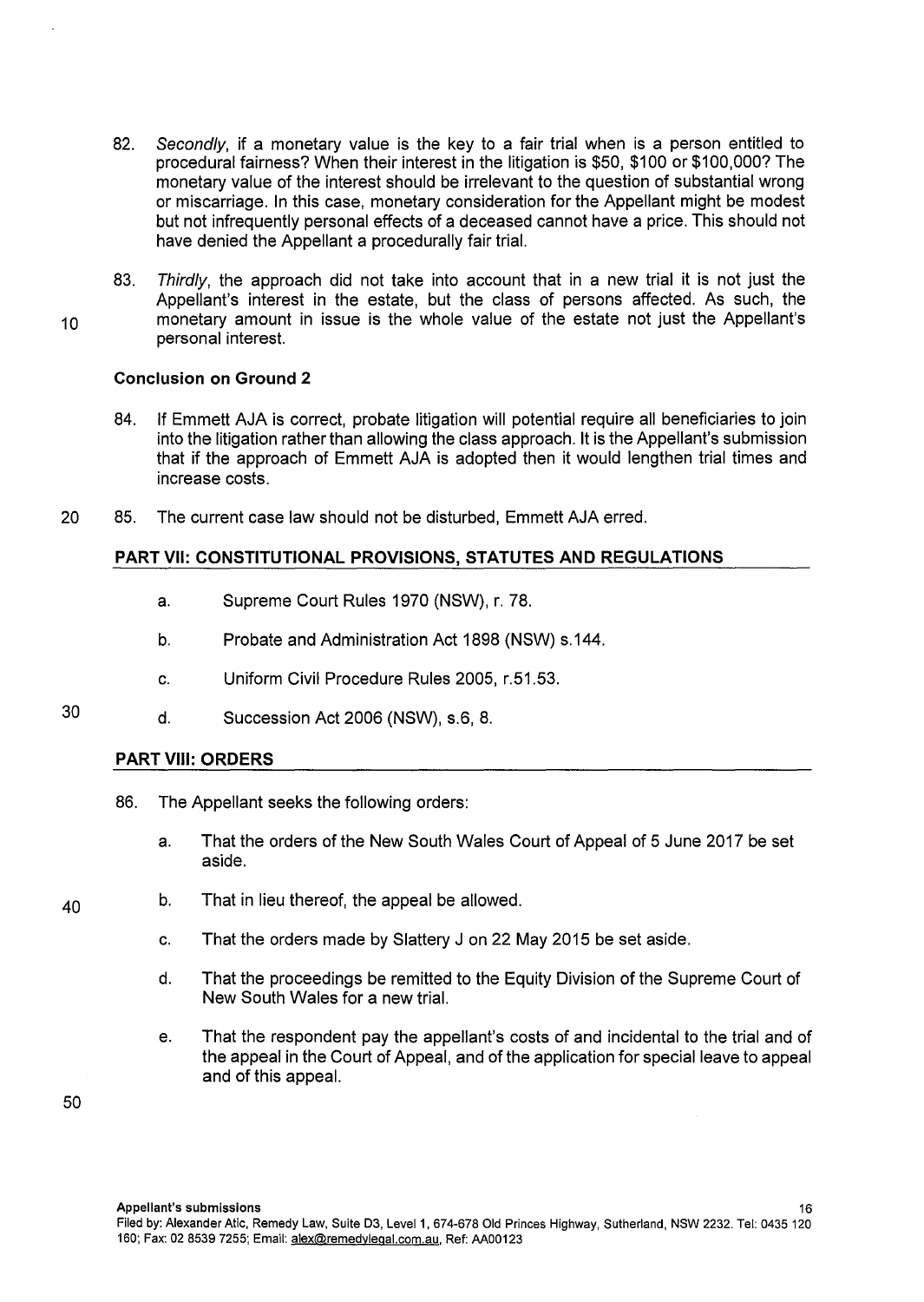82. *Secondly*, if a monetary value is the key to a fair trial when is a person entitled to procedural fairness? When their interest in the litigation is $50, $100 or $100,000? The monetary value of the interest should be irrelevant to the question of substantial wrong or miscarriage. In this case, monetary consideration for the Appellant might be modest but not infrequently personal effects of a deceased cannot have a price. This should not have denied the Appellant a procedurally fair trial.

83. *Thirdly*, the approach did not take into account that in a new trial it is not just the Appellant's interest in the estate, but the class of persons affected. As such, the monetary amount in issue is the whole value of the estate not just the Appellant's personal interest.

**Conclusion on Ground 2**

84. If Emmett AJA is correct, probate litigation will potential require all beneficiaries to join into the litigation rather than allowing the class approach. It is the Appellant's submission that if the approach of Emmett AJA is adopted then it would lengthen trial times and increase costs.

85. The current case law should not be disturbed, Emmett AJA erred.

## PART VII: CONSTITUTIONAL PROVISIONS, STATUTES AND REGULATIONS

a. Supreme Court Rules 1970 (NSW), r. 78.

b. Probate and Administration Act 1898 (NSW) s.144.

c. Uniform Civil Procedure Rules 2005, r.51.53.

d. Succession Act 2006 (NSW), s.6, 8.

## PART VIII: ORDERS

86. The Appellant seeks the following orders:

a. That the orders of the New South Wales Court of Appeal of 5 June 2017 be set aside.

b. That in lieu thereof, the appeal be allowed.

c. That the orders made by Slattery J on 22 May 2015 be set aside.

d. That the proceedings be remitted to the Equity Division of the Supreme Court of New South Wales for a new trial.

e. That the respondent pay the appellant's costs of and incidental to the trial and of the appeal in the Court of Appeal, and of the application for special leave to appeal and of this appeal.

Filed by: Alexander Atic, Remedy Law, Suite D3, Level 1, 674-678 Old Princes Highway, Sutherland, NSW 2232. Tel: 0435 120 160; Fax: 02 8539 7255; Email: alex@remedylegal.com.au, Ref: AA00123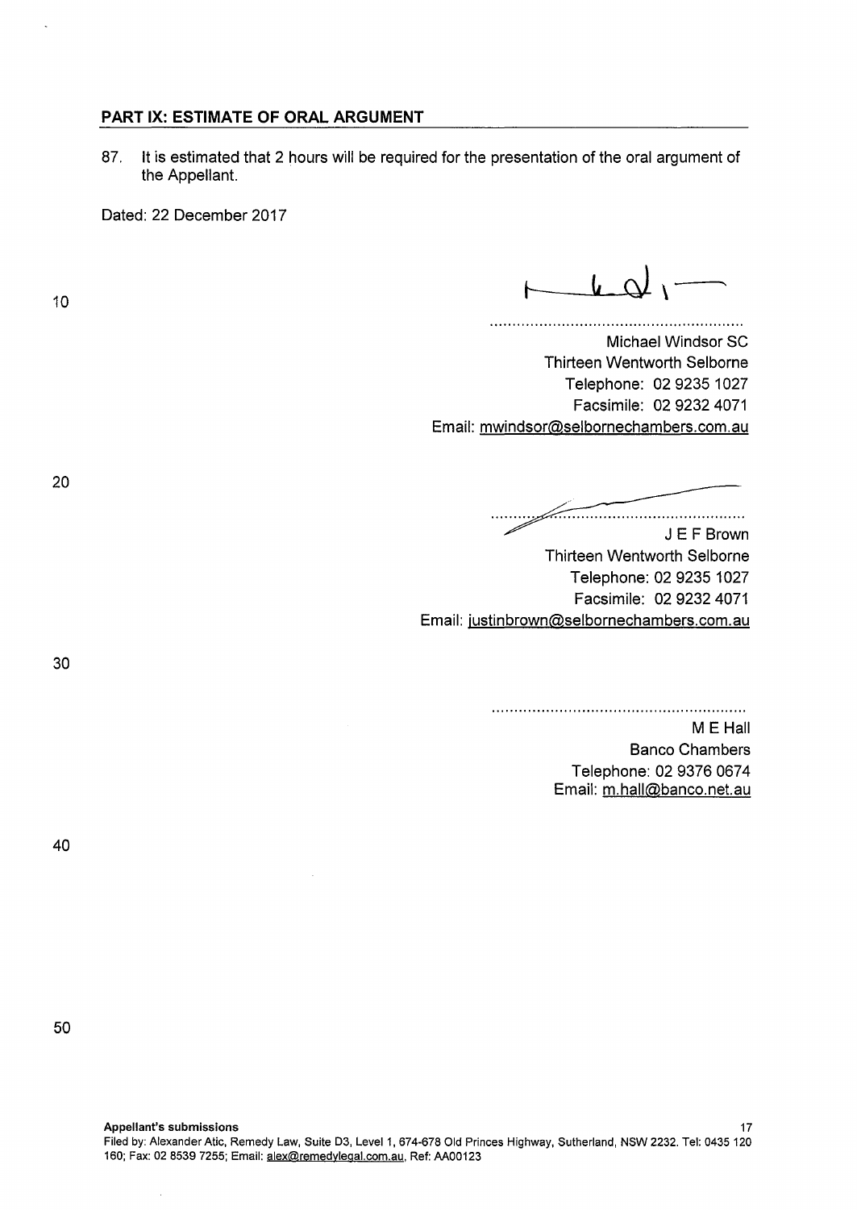## PART IX: ESTIMATE OF ORAL ARGUMENT

87. It is estimated that 2 hours will be required for the presentation of the oral argument of the Appellant.

Dated: 22 December 2017

.........................................................
Michael Windsor SC
Thirteen Wentworth Selborne
Telephone: 02 9235 1027
Facsimile: 02 9232 4071
Email: mwindsor@selbornechambers.com.au

.........................................................
J E F Brown
Thirteen Wentworth Selborne
Telephone: 02 9235 1027
Facsimile: 02 9232 4071
Email: justinbrown@selbornechambers.com.au

.........................................................
M E Hall
Banco Chambers
Telephone: 02 9376 0674
Email: m.hall@banco.net.au

**Appellant's submissions**

Filed by: Alexander Atic, Remedy Law, Suite D3, Level 1, 674-678 Old Princes Highway, Sutherland, NSW 2232. Tel: 0435 120 160; Fax: 02 8539 7255; Email: alex@remedylegal.com.au, Ref: AA00123